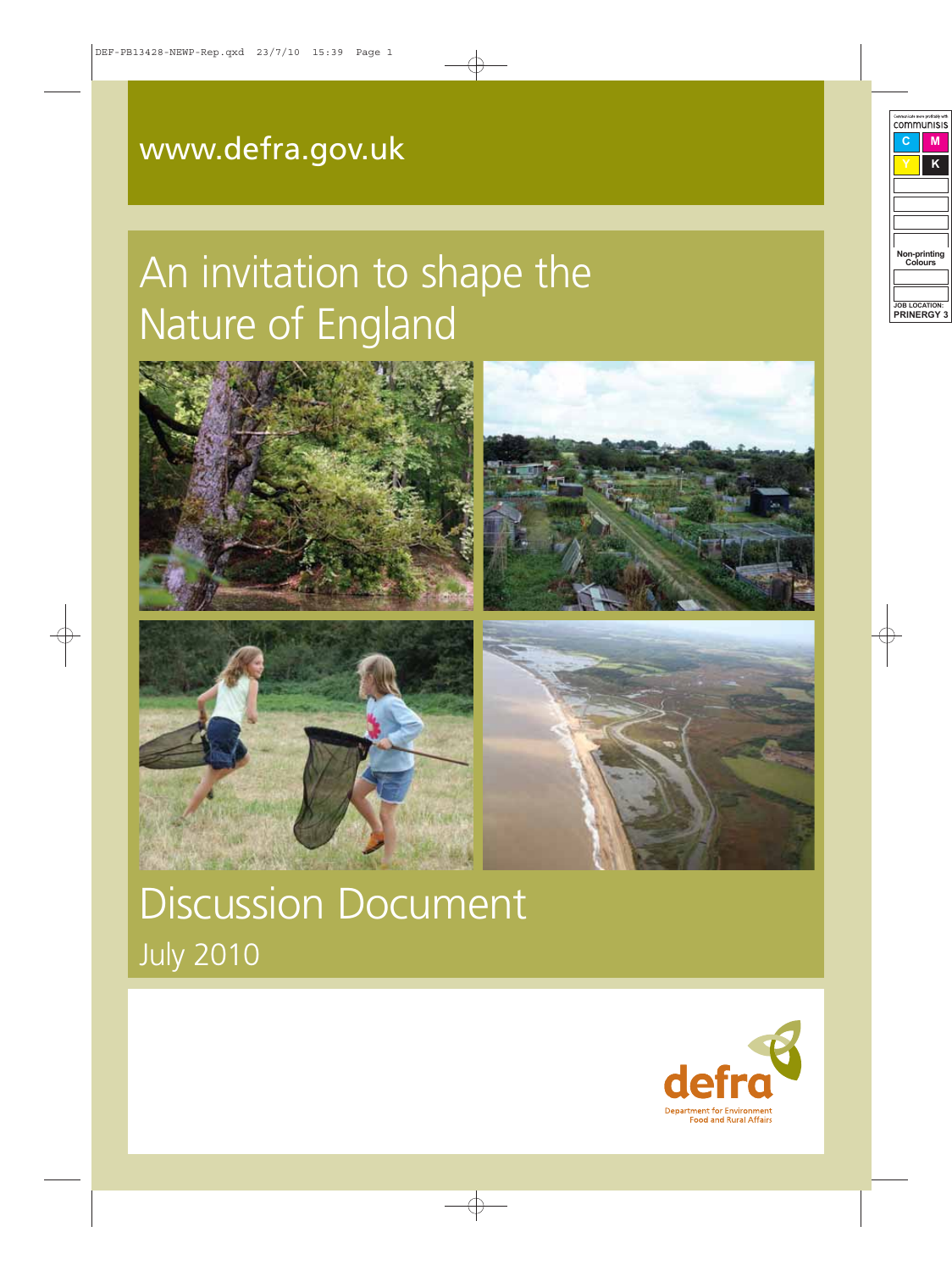www.defra.gov.uk

# An invitation to shape the Nature of England

## Discussion Document

July 2010

defra

Department for Environment Food and Rural Affairs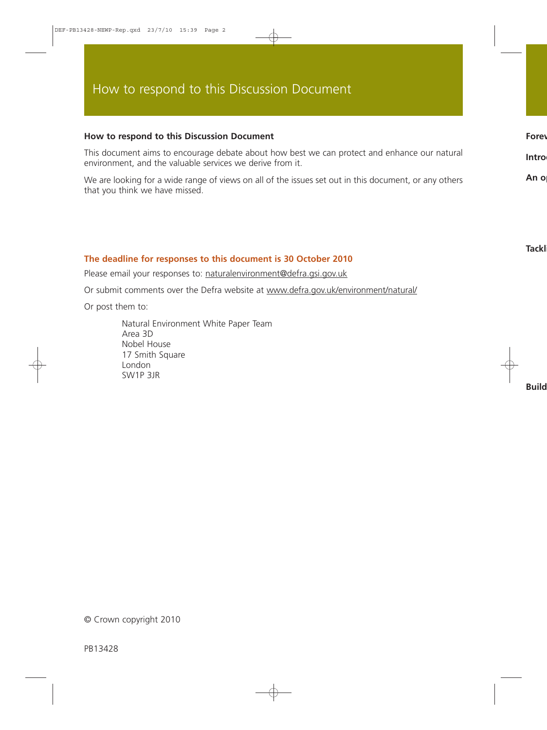# How to respond to this Discussion Document

**How to respond to this Discussion Document**

This document aims to encourage debate about how best we can protect and enhance our natural environment, and the valuable services we derive from it.

We are looking for a wide range of views on all of the issues set out in this document, or any others that you think we have missed.

**The deadline for responses to this document is 30 October 2010**

Please email your responses to: naturalenvironment@defra.gsi.gov.uk

Or submit comments over the Defra website at www.defra.gov.uk/environment/natural/

Or post them to:

Natural Environment White Paper Team
Area 3D
Nobel House
17 Smith Square
London
SW1P 3JR

© Crown copyright 2010

PB13428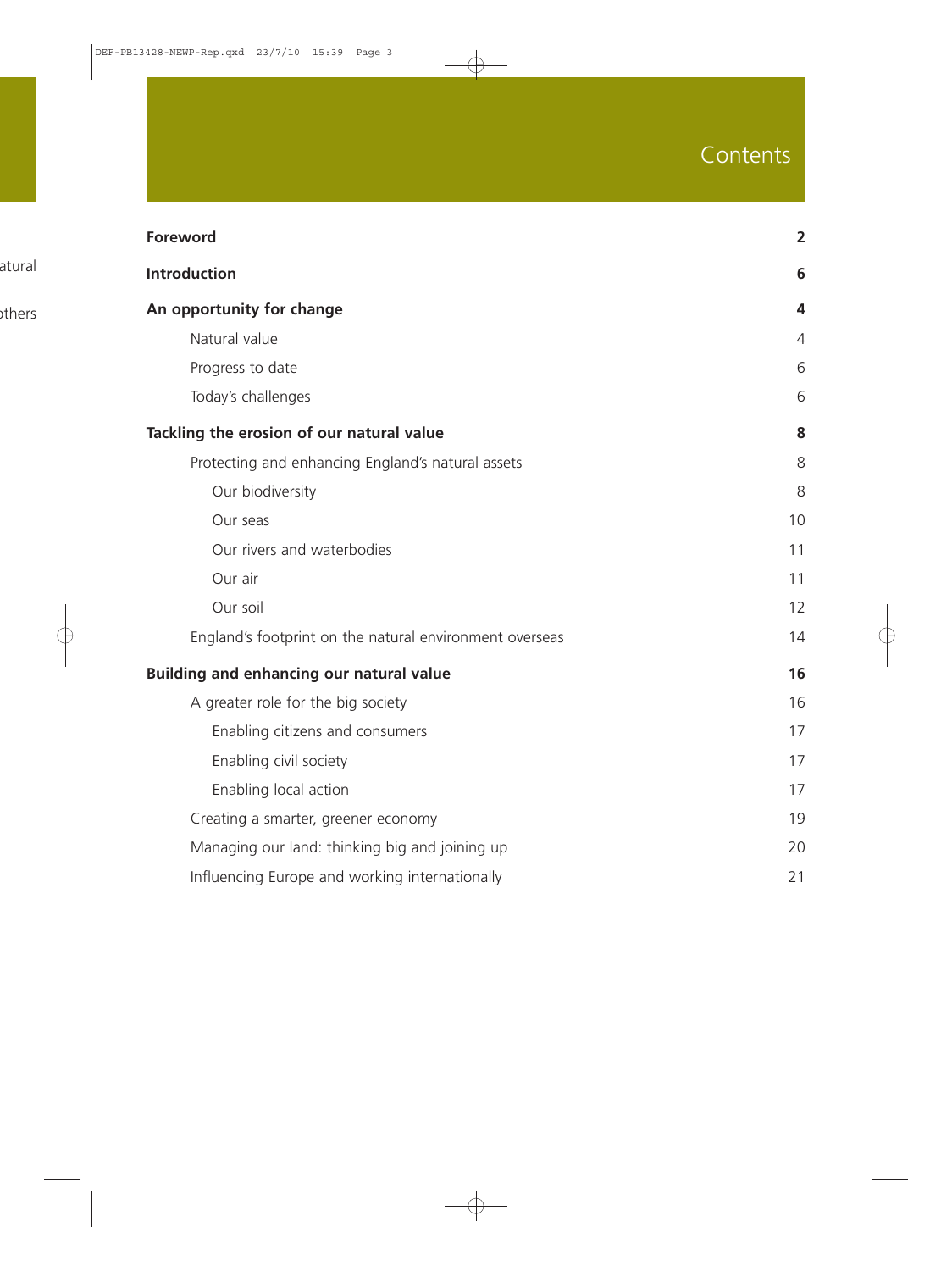# Contents

| | |
|---|---|
| **Foreword** | **2** |
| **Introduction** | **6** |
| **An opportunity for change** | **4** |
| Natural value | 4 |
| Progress to date | 6 |
| Today's challenges | 6 |
| **Tackling the erosion of our natural value** | **8** |
| Protecting and enhancing England's natural assets | 8 |
| Our biodiversity | 8 |
| Our seas | 10 |
| Our rivers and waterbodies | 11 |
| Our air | 11 |
| Our soil | 12 |
| England's footprint on the natural environment overseas | 14 |
| **Building and enhancing our natural value** | **16** |
| A greater role for the big society | 16 |
| Enabling citizens and consumers | 17 |
| Enabling civil society | 17 |
| Enabling local action | 17 |
| Creating a smarter, greener economy | 19 |
| Managing our land: thinking big and joining up | 20 |
| Influencing Europe and working internationally | 21 |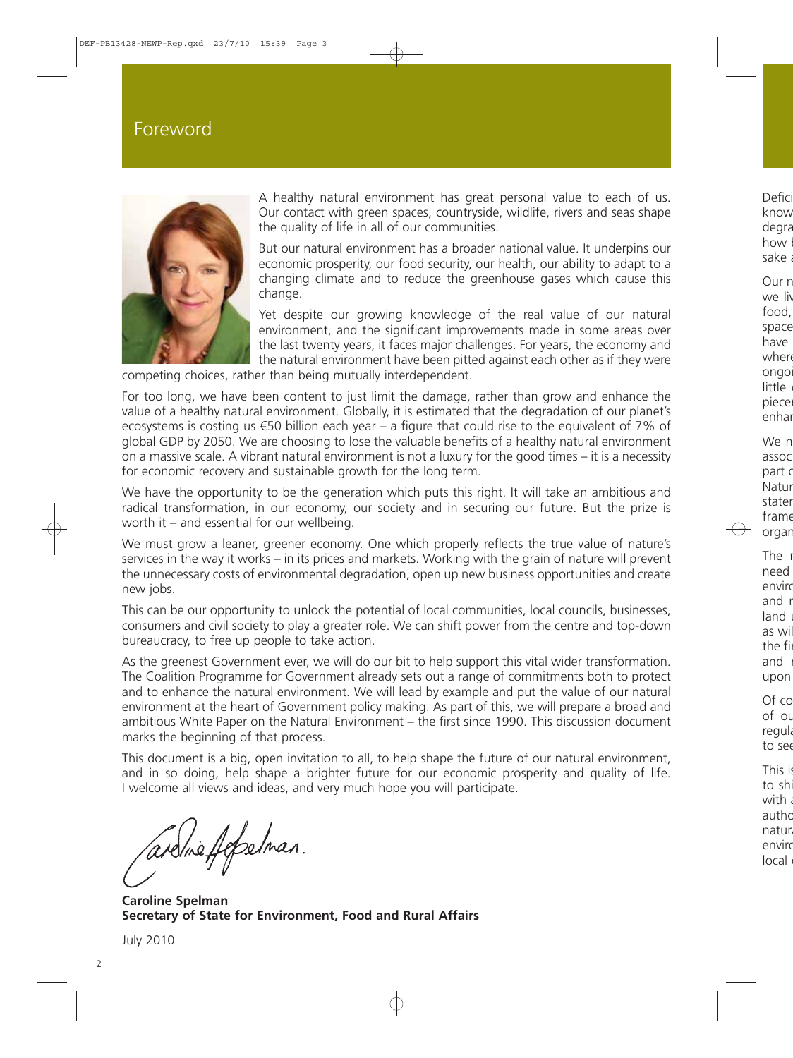# Foreword

A healthy natural environment has great personal value to each of us. Our contact with green spaces, countryside, wildlife, rivers and seas shape the quality of life in all of our communities.

But our natural environment has a broader national value. It underpins our economic prosperity, our food security, our health, our ability to adapt to a changing climate and to reduce the greenhouse gases which cause this change.

Yet despite our growing knowledge of the real value of our natural environment, and the significant improvements made in some areas over the last twenty years, it faces major challenges. For years, the economy and the natural environment have been pitted against each other as if they were competing choices, rather than being mutually interdependent.

For too long, we have been content to just limit the damage, rather than grow and enhance the value of a healthy natural environment. Globally, it is estimated that the degradation of our planet's ecosystems is costing us €50 billion each year – a figure that could rise to the equivalent of 7% of global GDP by 2050. We are choosing to lose the valuable benefits of a healthy natural environment on a massive scale. A vibrant natural environment is not a luxury for the good times – it is a necessity for economic recovery and sustainable growth for the long term.

We have the opportunity to be the generation which puts this right. It will take an ambitious and radical transformation, in our economy, our society and in securing our future. But the prize is worth it – and essential for our wellbeing.

We must grow a leaner, greener economy. One which properly reflects the true value of nature's services in the way it works – in its prices and markets. Working with the grain of nature will prevent the unnecessary costs of environmental degradation, open up new business opportunities and create new jobs.

This can be our opportunity to unlock the potential of local communities, local councils, businesses, consumers and civil society to play a greater role. We can shift power from the centre and top-down bureaucracy, to free up people to take action.

As the greenest Government ever, we will do our bit to help support this vital wider transformation. The Coalition Programme for Government already sets out a range of commitments both to protect and to enhance the natural environment. We will lead by example and put the value of our natural environment at the heart of Government policy making. As part of this, we will prepare a broad and ambitious White Paper on the Natural Environment – the first since 1990. This discussion document marks the beginning of that process.

This document is a big, open invitation to all, to help shape the future of our natural environment, and in so doing, help shape a brighter future for our economic prosperity and quality of life. I welcome all views and ideas, and very much hope you will participate.

**Caroline Spelman**
**Secretary of State for Environment, Food and Rural Affairs**

July 2010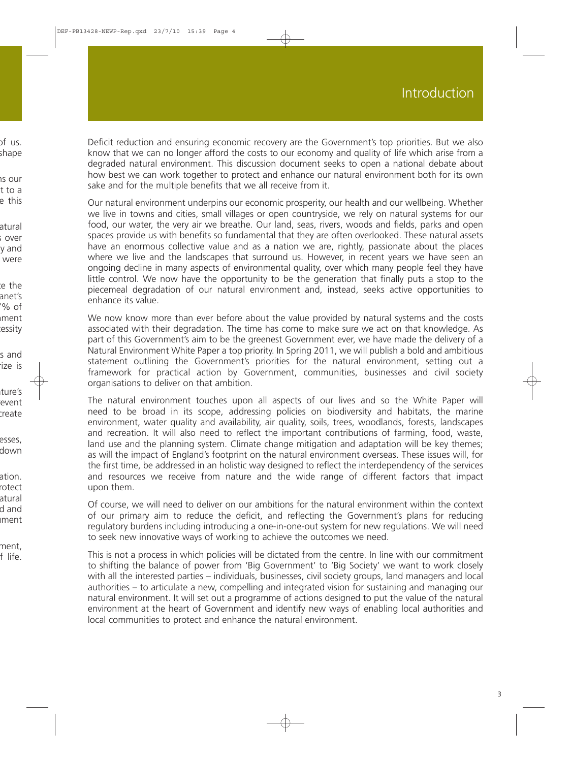# Introduction

Deficit reduction and ensuring economic recovery are the Government's top priorities. But we also know that we can no longer afford the costs to our economy and quality of life which arise from a degraded natural environment. This discussion document seeks to open a national debate about how best we can work together to protect and enhance our natural environment both for its own sake and for the multiple benefits that we all receive from it.

Our natural environment underpins our economic prosperity, our health and our wellbeing. Whether we live in towns and cities, small villages or open countryside, we rely on natural systems for our food, our water, the very air we breathe. Our land, seas, rivers, woods and fields, parks and open spaces provide us with benefits so fundamental that they are often overlooked. These natural assets have an enormous collective value and as a nation we are, rightly, passionate about the places where we live and the landscapes that surround us. However, in recent years we have seen an ongoing decline in many aspects of environmental quality, over which many people feel they have little control. We now have the opportunity to be the generation that finally puts a stop to the piecemeal degradation of our natural environment and, instead, seeks active opportunities to enhance its value.

We now know more than ever before about the value provided by natural systems and the costs associated with their degradation. The time has come to make sure we act on that knowledge. As part of this Government's aim to be the greenest Government ever, we have made the delivery of a Natural Environment White Paper a top priority. In Spring 2011, we will publish a bold and ambitious statement outlining the Government's priorities for the natural environment, setting out a framework for practical action by Government, communities, businesses and civil society organisations to deliver on that ambition.

The natural environment touches upon all aspects of our lives and so the White Paper will need to be broad in its scope, addressing policies on biodiversity and habitats, the marine environment, water quality and availability, air quality, soils, trees, woodlands, forests, landscapes and recreation. It will also need to reflect the important contributions of farming, food, waste, land use and the planning system. Climate change mitigation and adaptation will be key themes; as will the impact of England's footprint on the natural environment overseas. These issues will, for the first time, be addressed in an holistic way designed to reflect the interdependency of the services and resources we receive from nature and the wide range of different factors that impact upon them.

Of course, we will need to deliver on our ambitions for the natural environment within the context of our primary aim to reduce the deficit, and reflecting the Government's plans for reducing regulatory burdens including introducing a one-in-one-out system for new regulations. We will need to seek new innovative ways of working to achieve the outcomes we need.

This is not a process in which policies will be dictated from the centre. In line with our commitment to shifting the balance of power from 'Big Government' to 'Big Society' we want to work closely with all the interested parties – individuals, businesses, civil society groups, land managers and local authorities – to articulate a new, compelling and integrated vision for sustaining and managing our natural environment. It will set out a programme of actions designed to put the value of the natural environment at the heart of Government and identify new ways of enabling local authorities and local communities to protect and enhance the natural environment.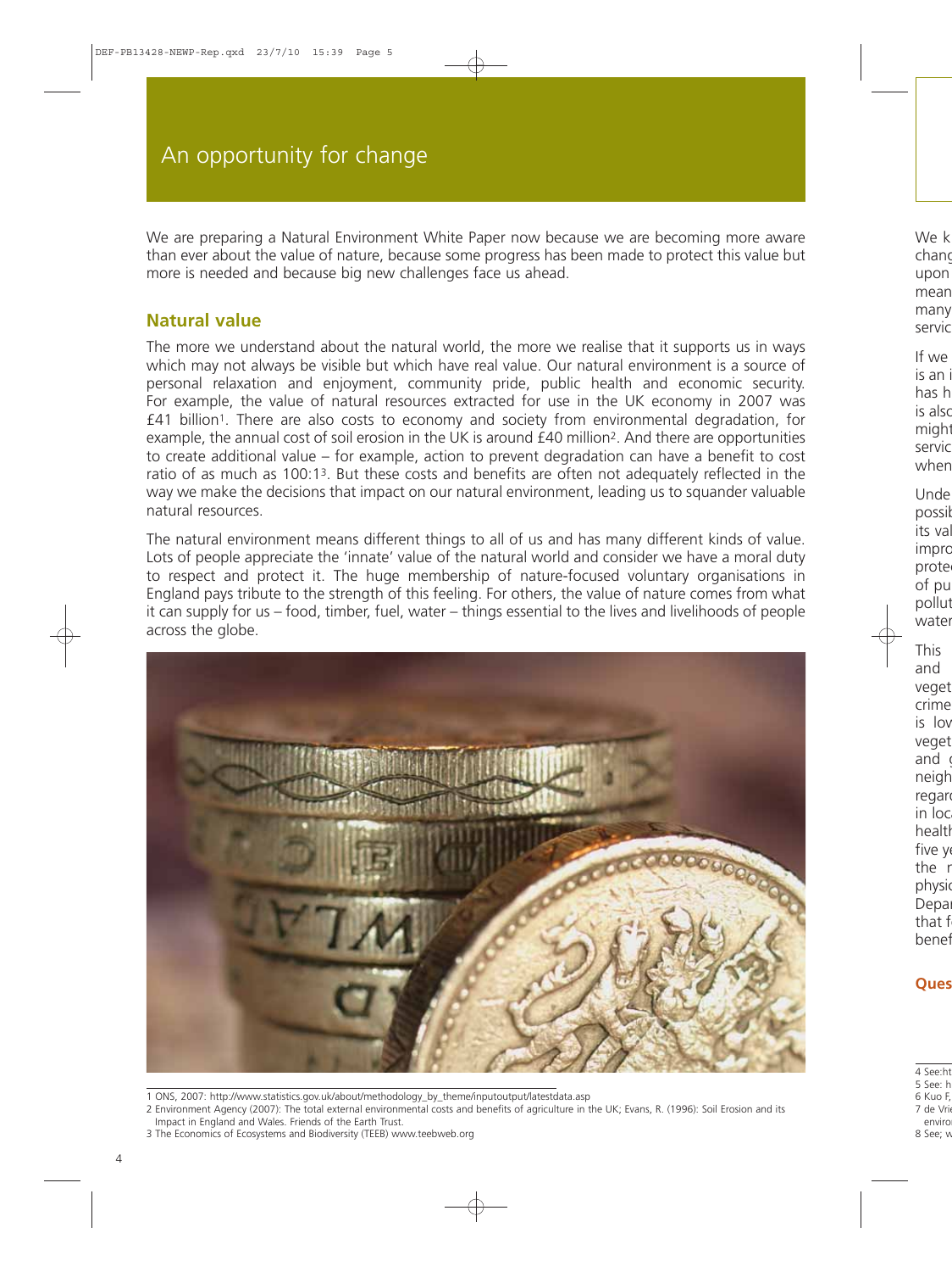# An opportunity for change

We are preparing a Natural Environment White Paper now because we are becoming more aware than ever about the value of nature, because some progress has been made to protect this value but more is needed and because big new challenges face us ahead.

## Natural value

The more we understand about the natural world, the more we realise that it supports us in ways which may not always be visible but which have real value. Our natural environment is a source of personal relaxation and enjoyment, community pride, public health and economic security. For example, the value of natural resources extracted for use in the UK economy in 2007 was £41 billion[1]. There are also costs to economy and society from environmental degradation, for example, the annual cost of soil erosion in the UK is around £40 million[2]. And there are opportunities to create additional value – for example, action to prevent degradation can have a benefit to cost ratio of as much as 100:1[3]. But these costs and benefits are often not adequately reflected in the way we make the decisions that impact on our natural environment, leading us to squander valuable natural resources.

The natural environment means different things to all of us and has many different kinds of value. Lots of people appreciate the 'innate' value of the natural world and consider we have a moral duty to respect and protect it. The huge membership of nature-focused voluntary organisations in England pays tribute to the strength of this feeling. For others, the value of nature comes from what it can supply for us – food, timber, fuel, water – things essential to the lives and livelihoods of people across the globe.

1 ONS, 2007: http://www.statistics.gov.uk/about/methodology_by_theme/inputoutput/latestdata.asp

2 Environment Agency (2007): The total external environmental costs and benefits of agriculture in the UK; Evans, R. (1996): Soil Erosion and its Impact in England and Wales. Friends of the Earth Trust.

3 The Economics of Ecosystems and Biodiversity (TEEB) www.teebweb.org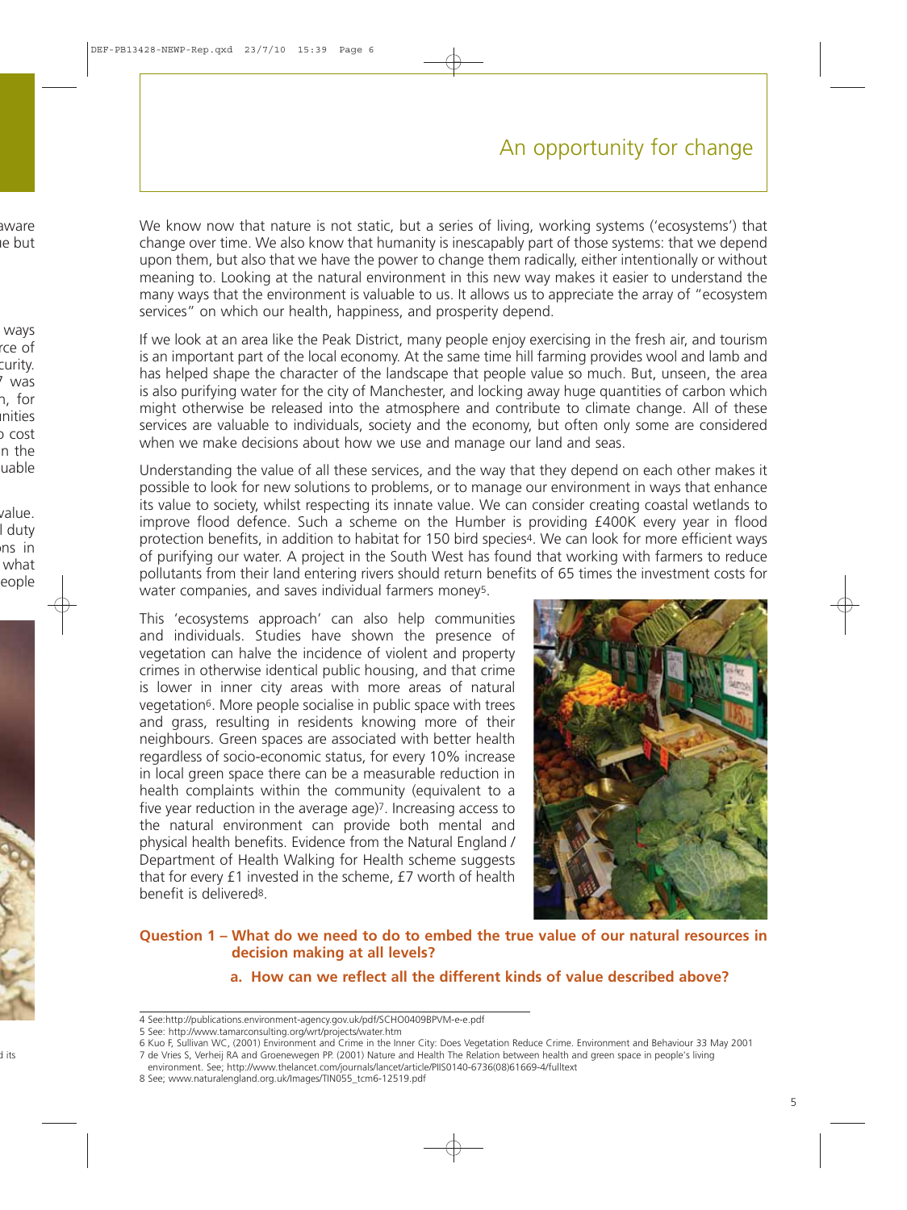# An opportunity for change

We know now that nature is not static, but a series of living, working systems ('ecosystems') that change over time. We also know that humanity is inescapably part of those systems: that we depend upon them, but also that we have the power to change them radically, either intentionally or without meaning to. Looking at the natural environment in this new way makes it easier to understand the many ways that the environment is valuable to us. It allows us to appreciate the array of "ecosystem services" on which our health, happiness, and prosperity depend.

If we look at an area like the Peak District, many people enjoy exercising in the fresh air, and tourism is an important part of the local economy. At the same time hill farming provides wool and lamb and has helped shape the character of the landscape that people value so much. But, unseen, the area is also purifying water for the city of Manchester, and locking away huge quantities of carbon which might otherwise be released into the atmosphere and contribute to climate change. All of these services are valuable to individuals, society and the economy, but often only some are considered when we make decisions about how we use and manage our land and seas.

Understanding the value of all these services, and the way that they depend on each other makes it possible to look for new solutions to problems, or to manage our environment in ways that enhance its value to society, whilst respecting its innate value. We can consider creating coastal wetlands to improve flood defence. Such a scheme on the Humber is providing £400K every year in flood protection benefits, in addition to habitat for 150 bird species[4]. We can look for more efficient ways of purifying our water. A project in the South West has found that working with farmers to reduce pollutants from their land entering rivers should return benefits of 65 times the investment costs for water companies, and saves individual farmers money[5].

This 'ecosystems approach' can also help communities and individuals. Studies have shown the presence of vegetation can halve the incidence of violent and property crimes in otherwise identical public housing, and that crime is lower in inner city areas with more areas of natural vegetation[6]. More people socialise in public space with trees and grass, resulting in residents knowing more of their neighbours. Green spaces are associated with better health regardless of socio-economic status, for every 10% increase in local green space there can be a measurable reduction in health complaints within the community (equivalent to a five year reduction in the average age)[7]. Increasing access to the natural environment can provide both mental and physical health benefits. Evidence from the Natural England / Department of Health Walking for Health scheme suggests that for every £1 invested in the scheme, £7 worth of health benefit is delivered[8].

**Question 1 – What do we need to do to embed the true value of our natural resources in decision making at all levels?**

**a. How can we reflect all the different kinds of value described above?**

4 See:http://publications.environment-agency.gov.uk/pdf/SCHO0409BPVM-e-e.pdf

5 See: http://www.tamarconsulting.org/wrt/projects/water.htm

6 Kuo F, Sullivan WC, (2001) Environment and Crime in the Inner City: Does Vegetation Reduce Crime. Environment and Behaviour 33 May 2001

7 de Vries S, Verheij RA and Groenewegen PP. (2001) Nature and Health The Relation between health and green space in people's living environment. See; http://www.thelancet.com/journals/lancet/article/PIIS0140-6736(08)61669-4/fulltext

8 See; www.naturalengland.org.uk/Images/TIN055_tcm6-12519.pdf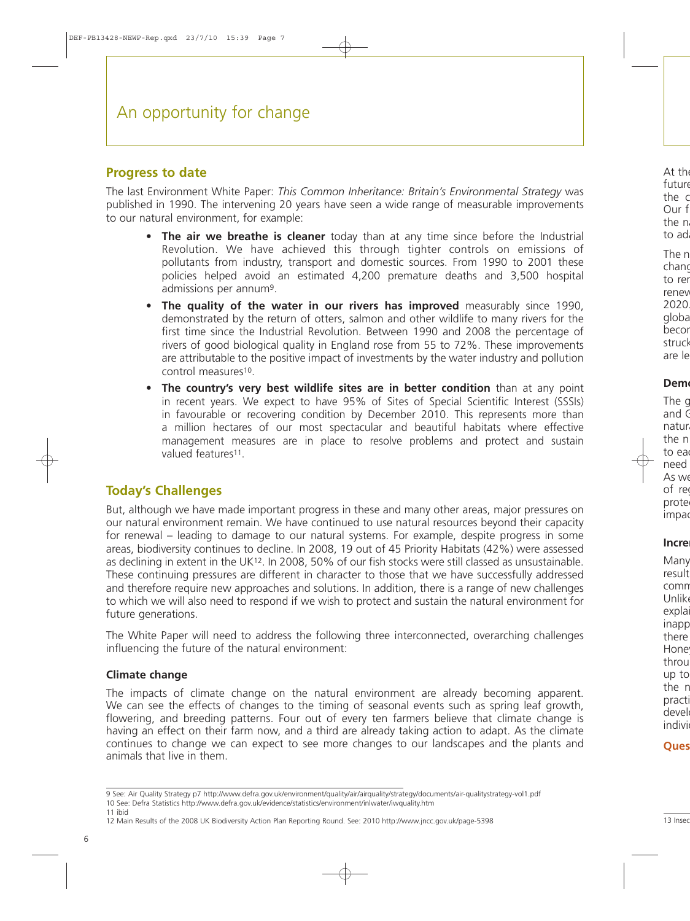# An opportunity for change

## Progress to date

The last Environment White Paper: *This Common Inheritance: Britain's Environmental Strategy* was published in 1990. The intervening 20 years have seen a wide range of measurable improvements to our natural environment, for example:

- **The air we breathe is cleaner** today than at any time since before the Industrial Revolution. We have achieved this through tighter controls on emissions of pollutants from industry, transport and domestic sources. From 1990 to 2001 these policies helped avoid an estimated 4,200 premature deaths and 3,500 hospital admissions per annum[9].
- **The quality of the water in our rivers has improved** measurably since 1990, demonstrated by the return of otters, salmon and other wildlife to many rivers for the first time since the Industrial Revolution. Between 1990 and 2008 the percentage of rivers of good biological quality in England rose from 55 to 72%. These improvements are attributable to the positive impact of investments by the water industry and pollution control measures[10].
- **The country's very best wildlife sites are in better condition** than at any point in recent years. We expect to have 95% of Sites of Special Scientific Interest (SSSIs) in favourable or recovering condition by December 2010. This represents more than a million hectares of our most spectacular and beautiful habitats where effective management measures are in place to resolve problems and protect and sustain valued features[11].

## Today's Challenges

But, although we have made important progress in these and many other areas, major pressures on our natural environment remain. We have continued to use natural resources beyond their capacity for renewal – leading to damage to our natural systems. For example, despite progress in some areas, biodiversity continues to decline. In 2008, 19 out of 45 Priority Habitats (42%) were assessed as declining in extent in the UK[12]. In 2008, 50% of our fish stocks were still classed as unsustainable. These continuing pressures are different in character to those that we have successfully addressed and therefore require new approaches and solutions. In addition, there is a range of new challenges to which we will also need to respond if we wish to protect and sustain the natural environment for future generations.

The White Paper will need to address the following three interconnected, overarching challenges influencing the future of the natural environment:

### Climate change

The impacts of climate change on the natural environment are already becoming apparent. We can see the effects of changes to the timing of seasonal events such as spring leaf growth, flowering, and breeding patterns. Four out of every ten farmers believe that climate change is having an effect on their farm now, and a third are already taking action to adapt. As the climate continues to change we can expect to see more changes to our landscapes and the plants and animals that live in them.

---

9 See: Air Quality Strategy p7 http://www.defra.gov.uk/environment/quality/air/airquality/strategy/documents/air-qualitystrategy-vol1.pdf

10 See: Defra Statistics http://www.defra.gov.uk/evidence/statistics/environment/inlwater/iwquality.htm

11 ibid

12 Main Results of the 2008 UK Biodiversity Action Plan Reporting Round. See: 2010 http://www.jncc.gov.uk/page-5398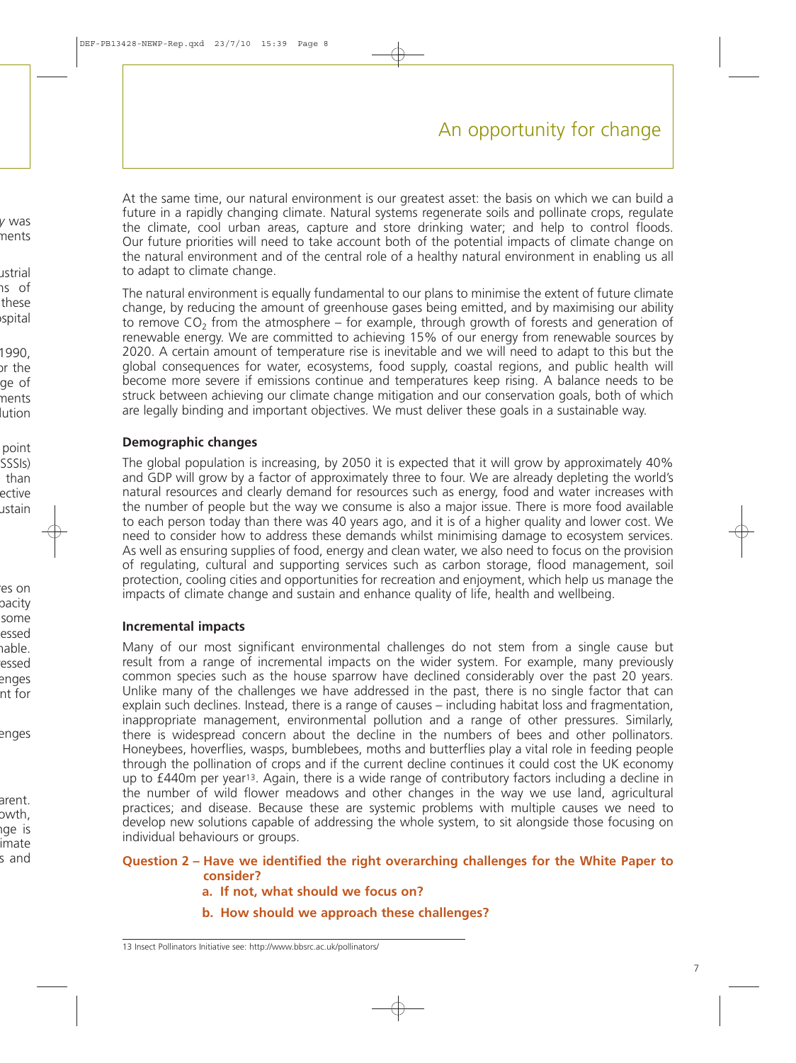At the same time, our natural environment is our greatest asset: the basis on which we can build a future in a rapidly changing climate. Natural systems regenerate soils and pollinate crops, regulate the climate, cool urban areas, capture and store drinking water; and help to control floods. Our future priorities will need to take account both of the potential impacts of climate change on the natural environment and of the central role of a healthy natural environment in enabling us all to adapt to climate change.

The natural environment is equally fundamental to our plans to minimise the extent of future climate change, by reducing the amount of greenhouse gases being emitted, and by maximising our ability to remove $CO_2$ from the atmosphere – for example, through growth of forests and generation of renewable energy. We are committed to achieving 15% of our energy from renewable sources by 2020. A certain amount of temperature rise is inevitable and we will need to adapt to this but the global consequences for water, ecosystems, food supply, coastal regions, and public health will become more severe if emissions continue and temperatures keep rising. A balance needs to be struck between achieving our climate change mitigation and our conservation goals, both of which are legally binding and important objectives. We must deliver these goals in a sustainable way.

**Demographic changes**

The global population is increasing, by 2050 it is expected that it will grow by approximately 40% and GDP will grow by a factor of approximately three to four. We are already depleting the world's natural resources and clearly demand for resources such as energy, food and water increases with the number of people but the way we consume is also a major issue. There is more food available to each person today than there was 40 years ago, and it is of a higher quality and lower cost. We need to consider how to address these demands whilst minimising damage to ecosystem services. As well as ensuring supplies of food, energy and clean water, we also need to focus on the provision of regulating, cultural and supporting services such as carbon storage, flood management, soil protection, cooling cities and opportunities for recreation and enjoyment, which help us manage the impacts of climate change and sustain and enhance quality of life, health and wellbeing.

**Incremental impacts**

Many of our most significant environmental challenges do not stem from a single cause but result from a range of incremental impacts on the wider system. For example, many previously common species such as the house sparrow have declined considerably over the past 20 years. Unlike many of the challenges we have addressed in the past, there is no single factor that can explain such declines. Instead, there is a range of causes – including habitat loss and fragmentation, inappropriate management, environmental pollution and a range of other pressures. Similarly, there is widespread concern about the decline in the numbers of bees and other pollinators. Honeybees, hoverflies, wasps, bumblebees, moths and butterflies play a vital role in feeding people through the pollination of crops and if the current decline continues it could cost the UK economy up to £440m per year[13]. Again, there is a wide range of contributory factors including a decline in the number of wild flower meadows and other changes in the way we use land, agricultural practices; and disease. Because these are systemic problems with multiple causes we need to develop new solutions capable of addressing the whole system, to sit alongside those focusing on individual behaviours or groups.

**Question 2 – Have we identified the right overarching challenges for the White Paper to consider?**

**a. If not, what should we focus on?**

**b. How should we approach these challenges?**

13 Insect Pollinators Initiative see: http://www.bbsrc.ac.uk/pollinators/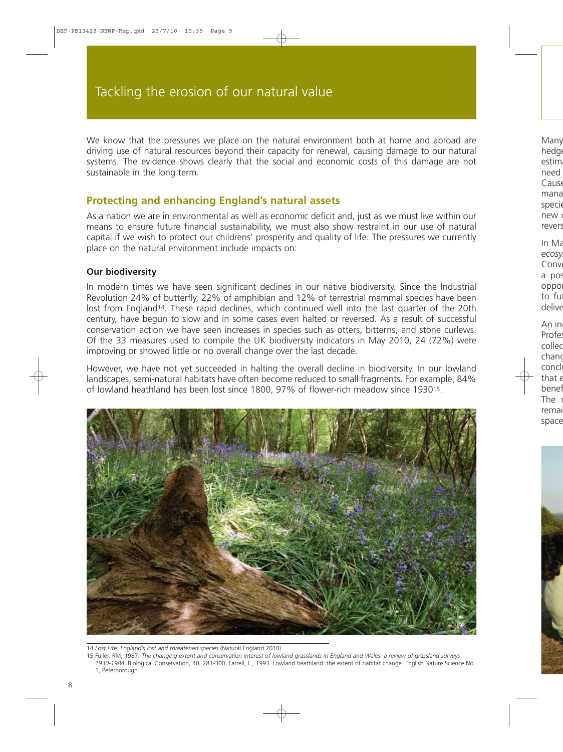# Tackling the erosion of our natural value

We know that the pressures we place on the natural environment both at home and abroad are driving use of natural resources beyond their capacity for renewal, causing damage to our natural systems. The evidence shows clearly that the social and economic costs of this damage are not sustainable in the long term.

## Protecting and enhancing England's natural assets

As a nation we are in environmental as well as economic deficit and, just as we must live within our means to ensure future financial sustainability, we must also show restraint in our use of natural capital if we wish to protect our childrens' prosperity and quality of life. The pressures we currently place on the natural environment include impacts on:

### Our biodiversity

In modern times we have seen significant declines in our native biodiversity. Since the Industrial Revolution 24% of butterfly, 22% of amphibian and 12% of terrestrial mammal species have been lost from England[14]. These rapid declines, which continued well into the last quarter of the 20th century, have begun to slow and in some cases even halted or reversed. As a result of successful conservation action we have seen increases in species such as otters, bitterns, and stone curlews. Of the 33 measures used to compile the UK biodiversity indicators in May 2010, 24 (72%) were improving or showed little or no overall change over the last decade.

However, we have not yet succeeded in halting the overall decline in biodiversity. In our lowland landscapes, semi-natural habitats have often become reduced to small fragments. For example, 84% of lowland heathland has been lost since 1800, 97% of flower-rich meadow since 1930[15].

14 *Lost Life: England's lost and threatened species* (Natural England 2010)

15 Fuller, RM, 1987. *The changing extent and conservation interest of lowland grasslands in England and Wales: a review of grassland surveys 1930-1984*. Biological Conservation, 40, 281-300. Farrell, L., 1993. Lowland heathland: the extent of habitat change. English Nature Science No. 1, Peterborough.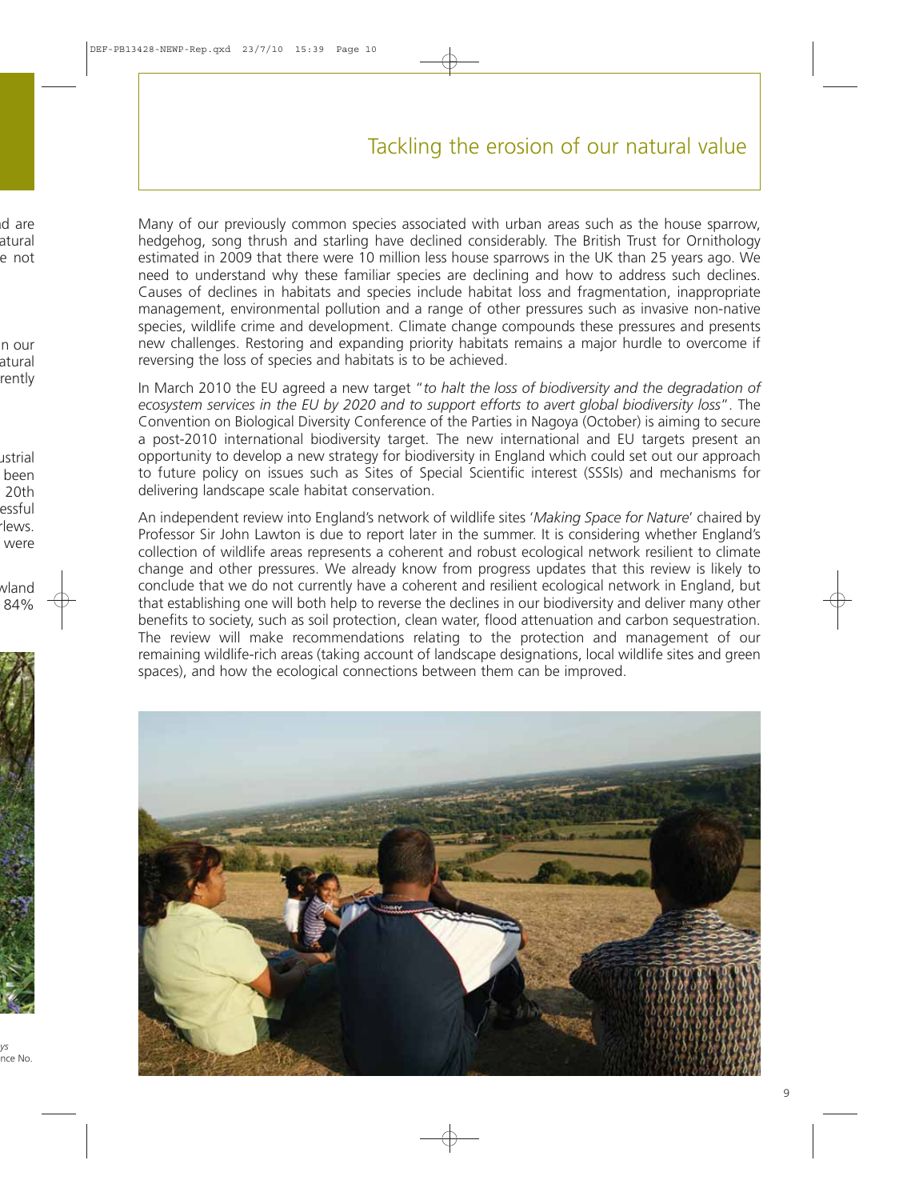# Tackling the erosion of our natural value

Many of our previously common species associated with urban areas such as the house sparrow, hedgehog, song thrush and starling have declined considerably. The British Trust for Ornithology estimated in 2009 that there were 10 million less house sparrows in the UK than 25 years ago. We need to understand why these familiar species are declining and how to address such declines. Causes of declines in habitats and species include habitat loss and fragmentation, inappropriate management, environmental pollution and a range of other pressures such as invasive non-native species, wildlife crime and development. Climate change compounds these pressures and presents new challenges. Restoring and expanding priority habitats remains a major hurdle to overcome if reversing the loss of species and habitats is to be achieved.

In March 2010 the EU agreed a new target "*to halt the loss of biodiversity and the degradation of ecosystem services in the EU by 2020 and to support efforts to avert global biodiversity loss*". The Convention on Biological Diversity Conference of the Parties in Nagoya (October) is aiming to secure a post-2010 international biodiversity target. The new international and EU targets present an opportunity to develop a new strategy for biodiversity in England which could set out our approach to future policy on issues such as Sites of Special Scientific interest (SSSIs) and mechanisms for delivering landscape scale habitat conservation.

An independent review into England's network of wildlife sites '*Making Space for Nature*' chaired by Professor Sir John Lawton is due to report later in the summer. It is considering whether England's collection of wildlife areas represents a coherent and robust ecological network resilient to climate change and other pressures. We already know from progress updates that this review is likely to conclude that we do not currently have a coherent and resilient ecological network in England, but that establishing one will both help to reverse the declines in our biodiversity and deliver many other benefits to society, such as soil protection, clean water, flood attenuation and carbon sequestration. The review will make recommendations relating to the protection and management of our remaining wildlife-rich areas (taking account of landscape designations, local wildlife sites and green spaces), and how the ecological connections between them can be improved.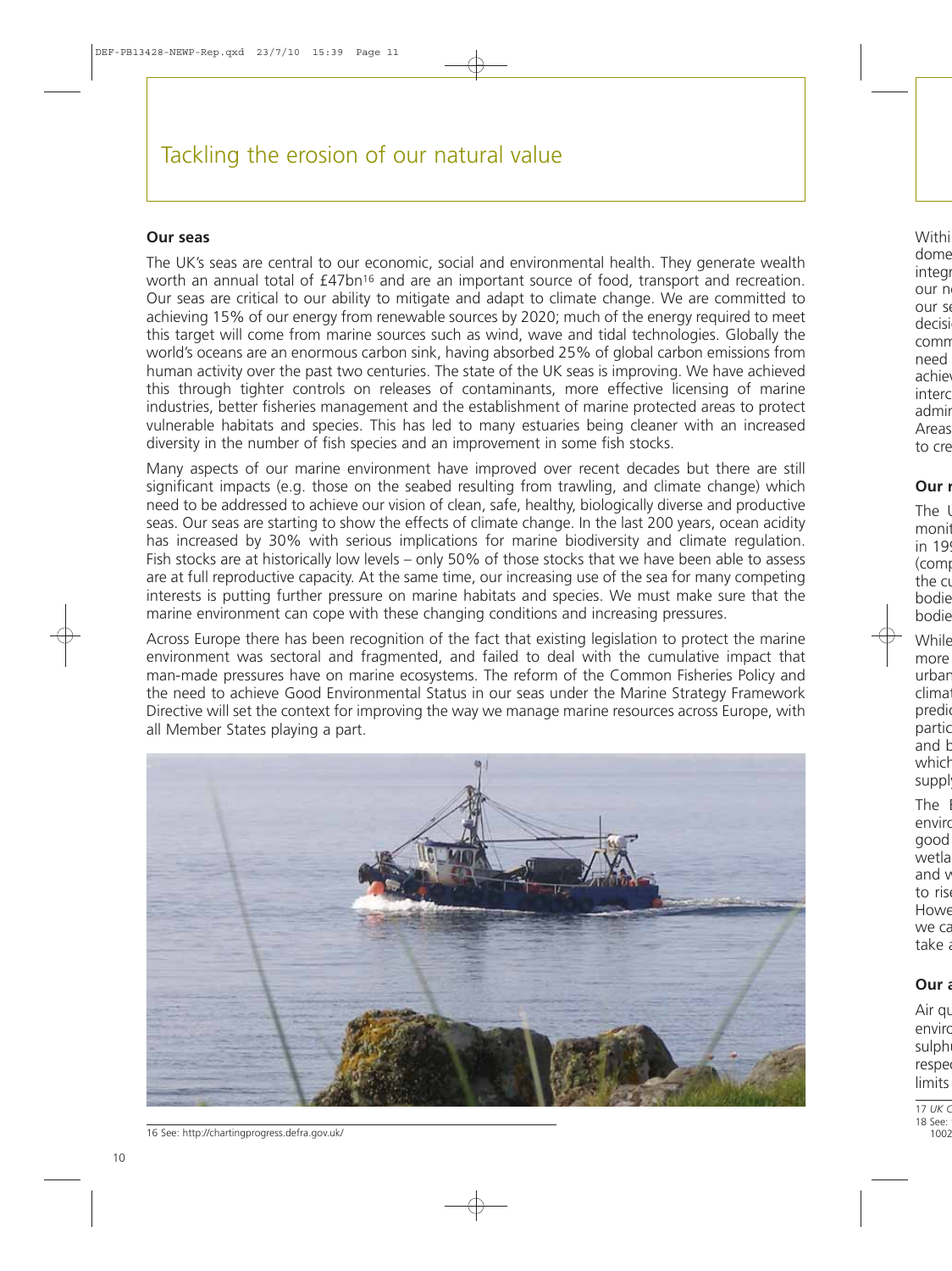# Tackling the erosion of our natural value

## Our seas

The UK's seas are central to our economic, social and environmental health. They generate wealth worth an annual total of £47bn[16] and are an important source of food, transport and recreation. Our seas are critical to our ability to mitigate and adapt to climate change. We are committed to achieving 15% of our energy from renewable sources by 2020; much of the energy required to meet this target will come from marine sources such as wind, wave and tidal technologies. Globally the world's oceans are an enormous carbon sink, having absorbed 25% of global carbon emissions from human activity over the past two centuries. The state of the UK seas is improving. We have achieved this through tighter controls on releases of contaminants, more effective licensing of marine industries, better fisheries management and the establishment of marine protected areas to protect vulnerable habitats and species. This has led to many estuaries being cleaner with an increased diversity in the number of fish species and an improvement in some fish stocks.

Many aspects of our marine environment have improved over recent decades but there are still significant impacts (e.g. those on the seabed resulting from trawling, and climate change) which need to be addressed to achieve our vision of clean, safe, healthy, biologically diverse and productive seas. Our seas are starting to show the effects of climate change. In the last 200 years, ocean acidity has increased by 30% with serious implications for marine biodiversity and climate regulation. Fish stocks are at historically low levels – only 50% of those stocks that we have been able to assess are at full reproductive capacity. At the same time, our increasing use of the sea for many competing interests is putting further pressure on marine habitats and species. We must make sure that the marine environment can cope with these changing conditions and increasing pressures.

Across Europe there has been recognition of the fact that existing legislation to protect the marine environment was sectoral and fragmented, and failed to deal with the cumulative impact that man-made pressures have on marine ecosystems. The reform of the Common Fisheries Policy and the need to achieve Good Environmental Status in our seas under the Marine Strategy Framework Directive will set the context for improving the way we manage marine resources across Europe, with all Member States playing a part.

16 See: http://chartingprogress.defra.gov.uk/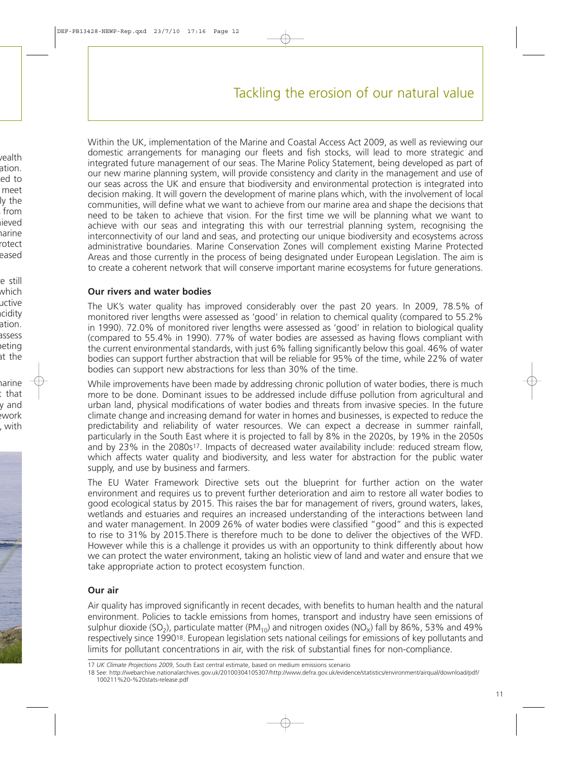Within the UK, implementation of the Marine and Coastal Access Act 2009, as well as reviewing our domestic arrangements for managing our fleets and fish stocks, will lead to more strategic and integrated future management of our seas. The Marine Policy Statement, being developed as part of our new marine planning system, will provide consistency and clarity in the management and use of our seas across the UK and ensure that biodiversity and environmental protection is integrated into decision making. It will govern the development of marine plans which, with the involvement of local communities, will define what we want to achieve from our marine area and shape the decisions that need to be taken to achieve that vision. For the first time we will be planning what we want to achieve with our seas and integrating this with our terrestrial planning system, recognising the interconnectivity of our land and seas, and protecting our unique biodiversity and ecosystems across administrative boundaries. Marine Conservation Zones will complement existing Marine Protected Areas and those currently in the process of being designated under European Legislation. The aim is to create a coherent network that will conserve important marine ecosystems for future generations.

### Our rivers and water bodies

The UK's water quality has improved considerably over the past 20 years. In 2009, 78.5% of monitored river lengths were assessed as 'good' in relation to chemical quality (compared to 55.2% in 1990). 72.0% of monitored river lengths were assessed as 'good' in relation to biological quality (compared to 55.4% in 1990). 77% of water bodies are assessed as having flows compliant with the current environmental standards, with just 6% falling significantly below this goal. 46% of water bodies can support further abstraction that will be reliable for 95% of the time, while 22% of water bodies can support new abstractions for less than 30% of the time.

While improvements have been made by addressing chronic pollution of water bodies, there is much more to be done. Dominant issues to be addressed include diffuse pollution from agricultural and urban land, physical modifications of water bodies and threats from invasive species. In the future climate change and increasing demand for water in homes and businesses, is expected to reduce the predictability and reliability of water resources. We can expect a decrease in summer rainfall, particularly in the South East where it is projected to fall by 8% in the 2020s, by 19% in the 2050s and by 23% in the 2080s[17]. Impacts of decreased water availability include: reduced stream flow, which affects water quality and biodiversity, and less water for abstraction for the public water supply, and use by business and farmers.

The EU Water Framework Directive sets out the blueprint for further action on the water environment and requires us to prevent further deterioration and aim to restore all water bodies to good ecological status by 2015. This raises the bar for management of rivers, ground waters, lakes, wetlands and estuaries and requires an increased understanding of the interactions between land and water management. In 2009 26% of water bodies were classified "good" and this is expected to rise to 31% by 2015.There is therefore much to be done to deliver the objectives of the WFD. However while this is a challenge it provides us with an opportunity to think differently about how we can protect the water environment, taking an holistic view of land and water and ensure that we take appropriate action to protect ecosystem function.

### Our air

Air quality has improved significantly in recent decades, with benefits to human health and the natural environment. Policies to tackle emissions from homes, transport and industry have seen emissions of sulphur dioxide ($SO_2$), particulate matter ($PM_{10}$) and nitrogen oxides ($NO_X$) fall by 86%, 53% and 49% respectively since 1990[18]. European legislation sets national ceilings for emissions of key pollutants and limits for pollutant concentrations in air, with the risk of substantial fines for non-compliance.

---

17 *UK Climate Projections 2009*, South East central estimate, based on medium emissions scenario

18 See: http://webarchive.nationalarchives.gov.uk/20100304105307/http://www.defra.gov.uk/evidence/statistics/environment/airqual/download/pdf/100211%20-%20stats-release.pdf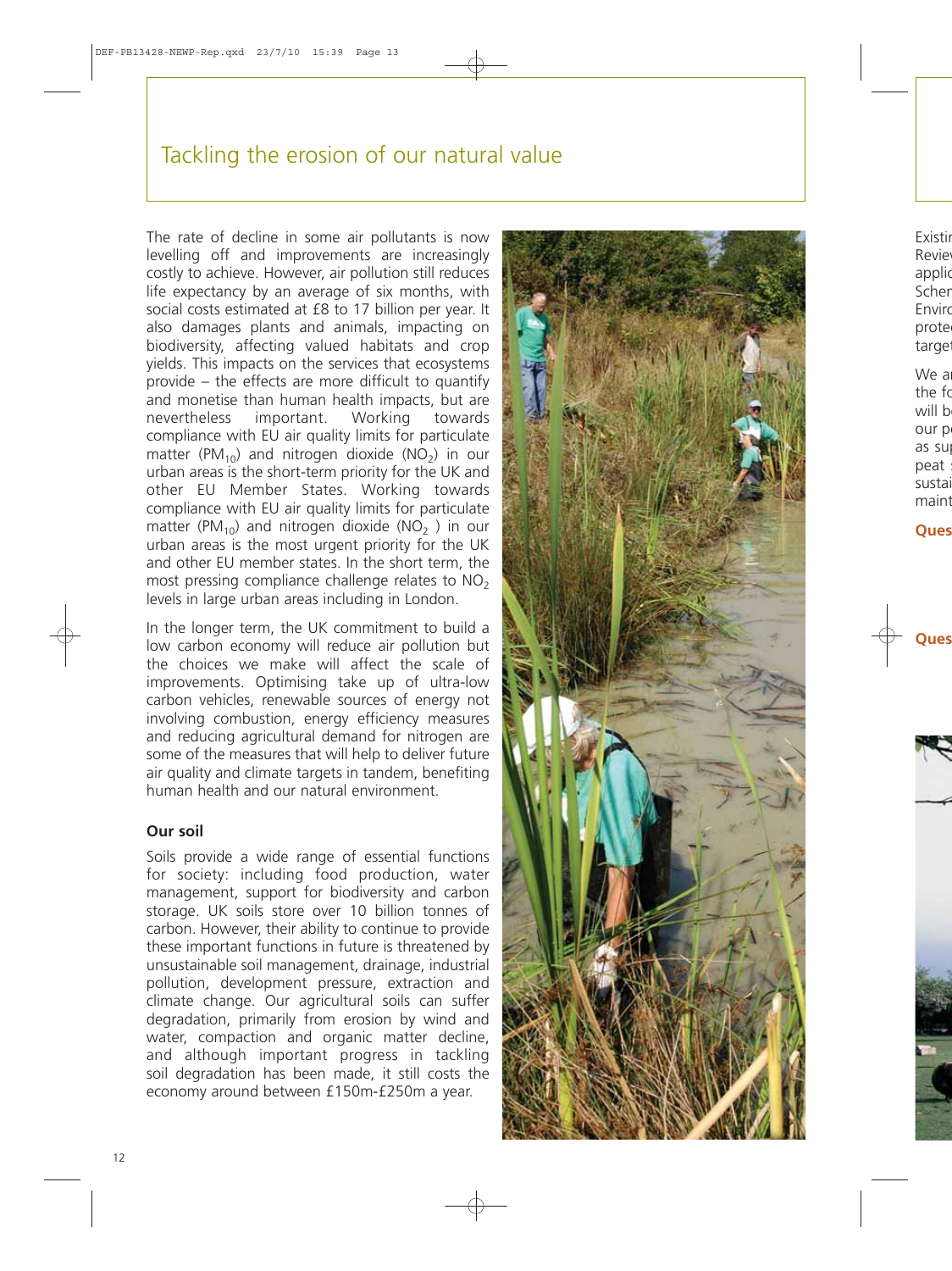## Tackling the erosion of our natural value

The rate of decline in some air pollutants is now levelling off and improvements are increasingly costly to achieve. However, air pollution still reduces life expectancy by an average of six months, with social costs estimated at £8 to 17 billion per year. It also damages plants and animals, impacting on biodiversity, affecting valued habitats and crop yields. This impacts on the services that ecosystems provide – the effects are more difficult to quantify and monetise than human health impacts, but are nevertheless important. Working towards compliance with EU air quality limits for particulate matter ($PM_{10}$) and nitrogen dioxide ($NO_2$) in our urban areas is the short-term priority for the UK and other EU Member States. Working towards compliance with EU air quality limits for particulate matter ($PM_{10}$) and nitrogen dioxide ($NO_2$ ) in our urban areas is the most urgent priority for the UK and other EU member states. In the short term, the most pressing compliance challenge relates to $NO_2$ levels in large urban areas including in London.

In the longer term, the UK commitment to build a low carbon economy will reduce air pollution but the choices we make will affect the scale of improvements. Optimising take up of ultra-low carbon vehicles, renewable sources of energy not involving combustion, energy efficiency measures and reducing agricultural demand for nitrogen are some of the measures that will help to deliver future air quality and climate targets in tandem, benefiting human health and our natural environment.

### Our soil

Soils provide a wide range of essential functions for society: including food production, water management, support for biodiversity and carbon storage. UK soils store over 10 billion tonnes of carbon. However, their ability to continue to provide these important functions in future is threatened by unsustainable soil management, drainage, industrial pollution, development pressure, extraction and climate change. Our agricultural soils can suffer degradation, primarily from erosion by wind and water, compaction and organic matter decline, and although important progress in tackling soil degradation has been made, it still costs the economy around between £150m-£250m a year.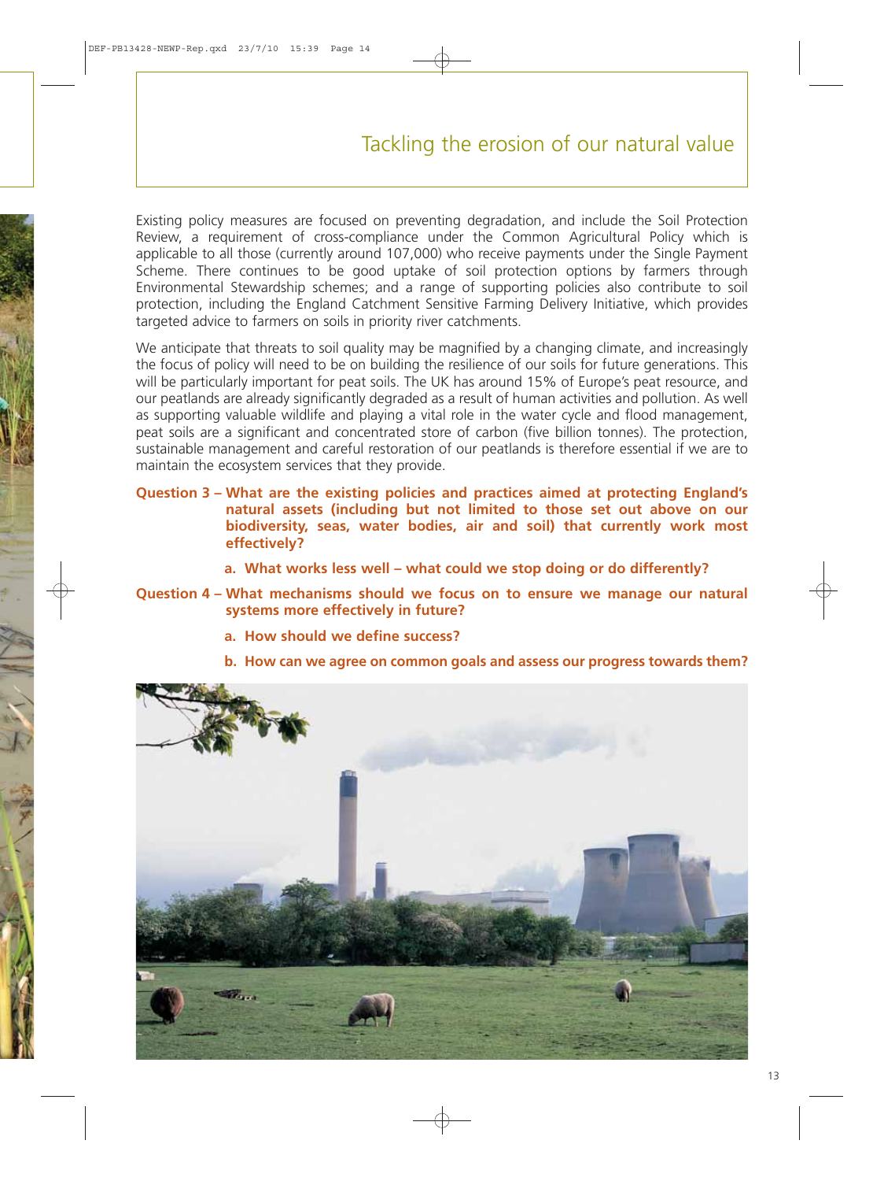## Tackling the erosion of our natural value

Existing policy measures are focused on preventing degradation, and include the Soil Protection Review, a requirement of cross-compliance under the Common Agricultural Policy which is applicable to all those (currently around 107,000) who receive payments under the Single Payment Scheme. There continues to be good uptake of soil protection options by farmers through Environmental Stewardship schemes; and a range of supporting policies also contribute to soil protection, including the England Catchment Sensitive Farming Delivery Initiative, which provides targeted advice to farmers on soils in priority river catchments.

We anticipate that threats to soil quality may be magnified by a changing climate, and increasingly the focus of policy will need to be on building the resilience of our soils for future generations. This will be particularly important for peat soils. The UK has around 15% of Europe's peat resource, and our peatlands are already significantly degraded as a result of human activities and pollution. As well as supporting valuable wildlife and playing a vital role in the water cycle and flood management, peat soils are a significant and concentrated store of carbon (five billion tonnes). The protection, sustainable management and careful restoration of our peatlands is therefore essential if we are to maintain the ecosystem services that they provide.

**Question 3 – What are the existing policies and practices aimed at protecting England's natural assets (including but not limited to those set out above on our biodiversity, seas, water bodies, air and soil) that currently work most effectively?**

**a. What works less well – what could we stop doing or do differently?**

**Question 4 – What mechanisms should we focus on to ensure we manage our natural systems more effectively in future?**

**a. How should we define success?**

**b. How can we agree on common goals and assess our progress towards them?**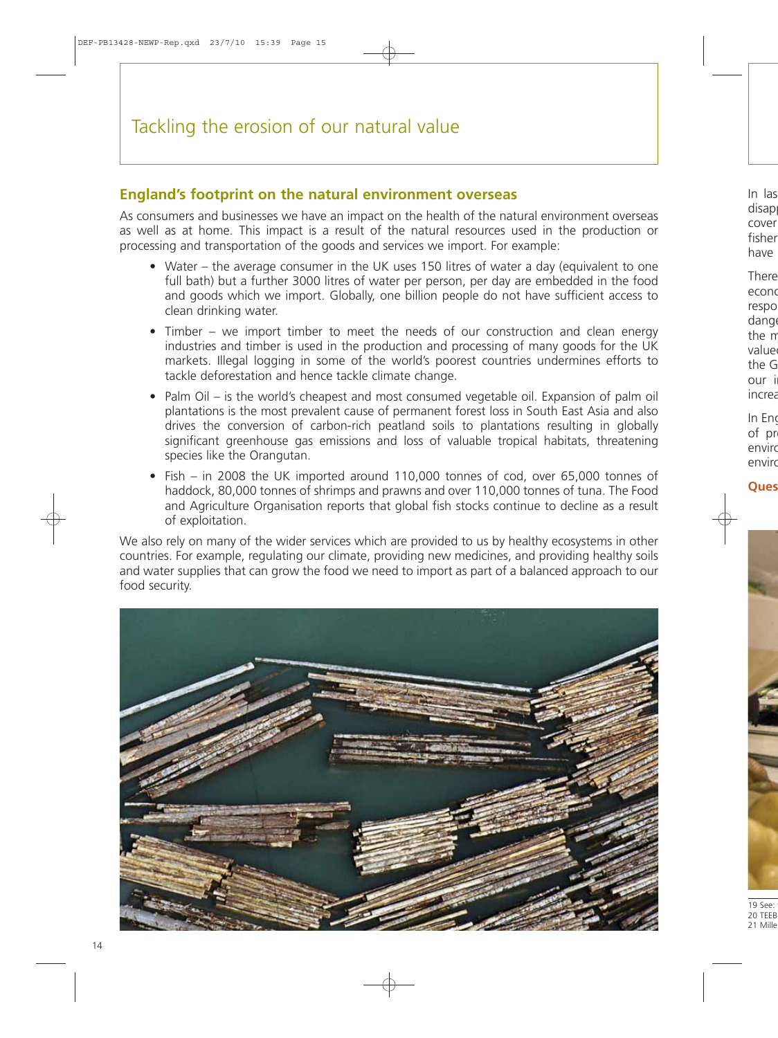# Tackling the erosion of our natural value

## England's footprint on the natural environment overseas

As consumers and businesses we have an impact on the health of the natural environment overseas as well as at home. This impact is a result of the natural resources used in the production or processing and transportation of the goods and services we import. For example:

- Water – the average consumer in the UK uses 150 litres of water a day (equivalent to one full bath) but a further 3000 litres of water per person, per day are embedded in the food and goods which we import. Globally, one billion people do not have sufficient access to clean drinking water.
- Timber – we import timber to meet the needs of our construction and clean energy industries and timber is used in the production and processing of many goods for the UK markets. Illegal logging in some of the world's poorest countries undermines efforts to tackle deforestation and hence tackle climate change.
- Palm Oil – is the world's cheapest and most consumed vegetable oil. Expansion of palm oil plantations is the most prevalent cause of permanent forest loss in South East Asia and also drives the conversion of carbon-rich peatland soils to plantations resulting in globally significant greenhouse gas emissions and loss of valuable tropical habitats, threatening species like the Orangutan.
- Fish – in 2008 the UK imported around 110,000 tonnes of cod, over 65,000 tonnes of haddock, 80,000 tonnes of shrimps and prawns and over 110,000 tonnes of tuna. The Food and Agriculture Organisation reports that global fish stocks continue to decline as a result of exploitation.

We also rely on many of the wider services which are provided to us by healthy ecosystems in other countries. For example, regulating our climate, providing new medicines, and providing healthy soils and water supplies that can grow the food we need to import as part of a balanced approach to our food security.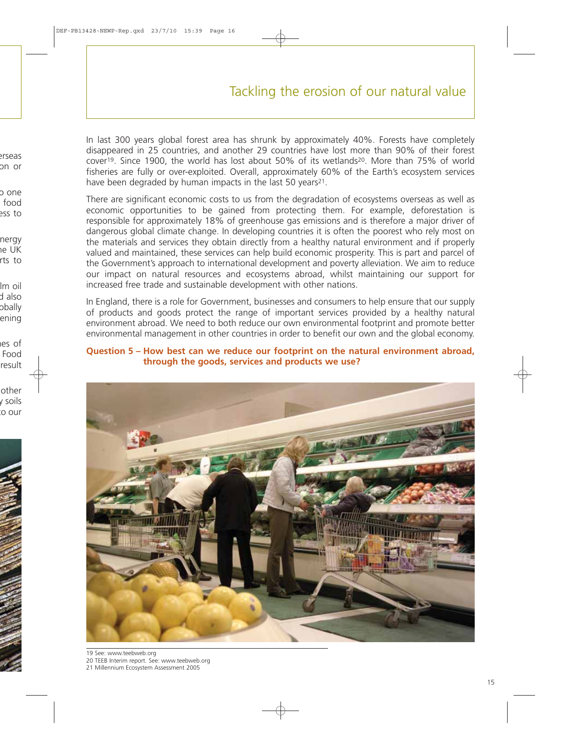## Tackling the erosion of our natural value

In last 300 years global forest area has shrunk by approximately 40%. Forests have completely disappeared in 25 countries, and another 29 countries have lost more than 90% of their forest cover[19]. Since 1900, the world has lost about 50% of its wetlands[20]. More than 75% of world fisheries are fully or over-exploited. Overall, approximately 60% of the Earth's ecosystem services have been degraded by human impacts in the last 50 years[21].

There are significant economic costs to us from the degradation of ecosystems overseas as well as economic opportunities to be gained from protecting them. For example, deforestation is responsible for approximately 18% of greenhouse gas emissions and is therefore a major driver of dangerous global climate change. In developing countries it is often the poorest who rely most on the materials and services they obtain directly from a healthy natural environment and if properly valued and maintained, these services can help build economic prosperity. This is part and parcel of the Government's approach to international development and poverty alleviation. We aim to reduce our impact on natural resources and ecosystems abroad, whilst maintaining our support for increased free trade and sustainable development with other nations.

In England, there is a role for Government, businesses and consumers to help ensure that our supply of products and goods protect the range of important services provided by a healthy natural environment abroad. We need to both reduce our own environmental footprint and promote better environmental management in other countries in order to benefit our own and the global economy.

**Question 5 – How best can we reduce our footprint on the natural environment abroad, through the goods, services and products we use?**

19 See: www.teebweb.org
20 TEEB Interim report. See: www.teebweb.org
21 Millennium Ecosystem Assessment 2005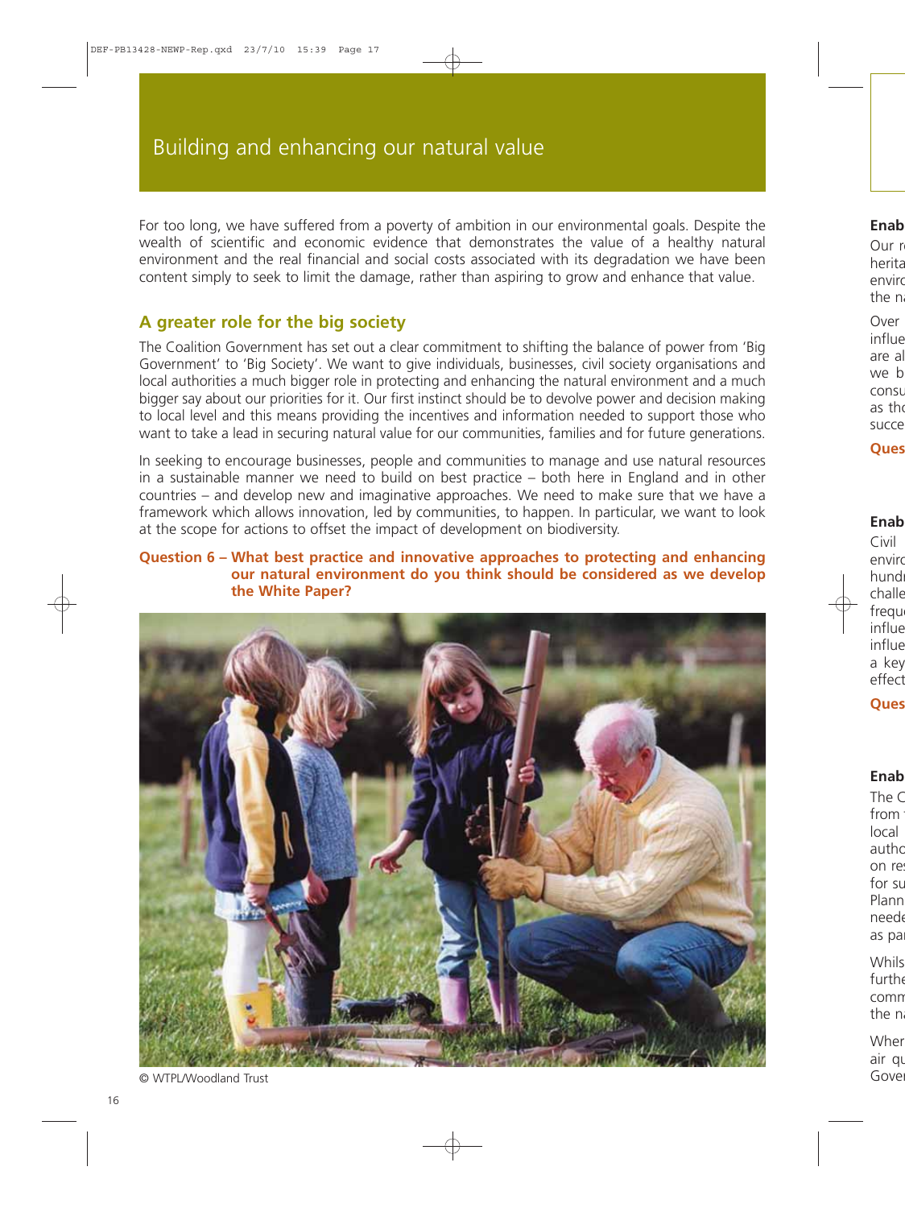# Building and enhancing our natural value

For too long, we have suffered from a poverty of ambition in our environmental goals. Despite the wealth of scientific and economic evidence that demonstrates the value of a healthy natural environment and the real financial and social costs associated with its degradation we have been content simply to seek to limit the damage, rather than aspiring to grow and enhance that value.

## A greater role for the big society

The Coalition Government has set out a clear commitment to shifting the balance of power from 'Big Government' to 'Big Society'. We want to give individuals, businesses, civil society organisations and local authorities a much bigger role in protecting and enhancing the natural environment and a much bigger say about our priorities for it. Our first instinct should be to devolve power and decision making to local level and this means providing the incentives and information needed to support those who want to take a lead in securing natural value for our communities, families and for future generations.

In seeking to encourage businesses, people and communities to manage and use natural resources in a sustainable manner we need to build on best practice – both here in England and in other countries – and develop new and imaginative approaches. We need to make sure that we have a framework which allows innovation, led by communities, to happen. In particular, we want to look at the scope for actions to offset the impact of development on biodiversity.

**Question 6 – What best practice and innovative approaches to protecting and enhancing our natural environment do you think should be considered as we develop the White Paper?**

© WTPL/Woodland Trust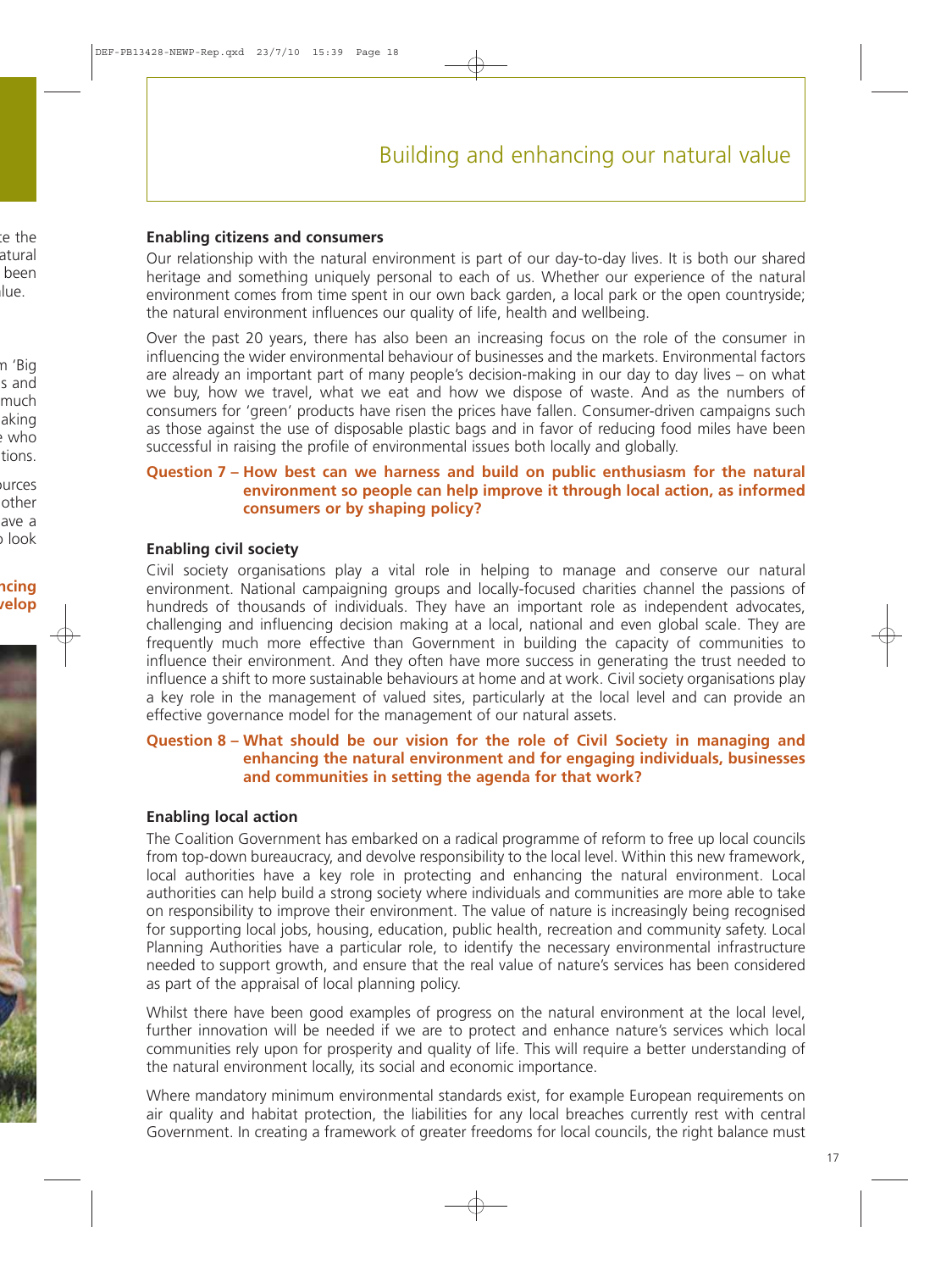## Enabling citizens and consumers

Our relationship with the natural environment is part of our day-to-day lives. It is both our shared heritage and something uniquely personal to each of us. Whether our experience of the natural environment comes from time spent in our own back garden, a local park or the open countryside; the natural environment influences our quality of life, health and wellbeing.

Over the past 20 years, there has also been an increasing focus on the role of the consumer in influencing the wider environmental behaviour of businesses and the markets. Environmental factors are already an important part of many people's decision-making in our day to day lives – on what we buy, how we travel, what we eat and how we dispose of waste. And as the numbers of consumers for 'green' products have risen the prices have fallen. Consumer-driven campaigns such as those against the use of disposable plastic bags and in favor of reducing food miles have been successful in raising the profile of environmental issues both locally and globally.

**Question 7 – How best can we harness and build on public enthusiasm for the natural environment so people can help improve it through local action, as informed consumers or by shaping policy?**

## Enabling civil society

Civil society organisations play a vital role in helping to manage and conserve our natural environment. National campaigning groups and locally-focused charities channel the passions of hundreds of thousands of individuals. They have an important role as independent advocates, challenging and influencing decision making at a local, national and even global scale. They are frequently much more effective than Government in building the capacity of communities to influence their environment. And they often have more success in generating the trust needed to influence a shift to more sustainable behaviours at home and at work. Civil society organisations play a key role in the management of valued sites, particularly at the local level and can provide an effective governance model for the management of our natural assets.

**Question 8 – What should be our vision for the role of Civil Society in managing and enhancing the natural environment and for engaging individuals, businesses and communities in setting the agenda for that work?**

## Enabling local action

The Coalition Government has embarked on a radical programme of reform to free up local councils from top-down bureaucracy, and devolve responsibility to the local level. Within this new framework, local authorities have a key role in protecting and enhancing the natural environment. Local authorities can help build a strong society where individuals and communities are more able to take on responsibility to improve their environment. The value of nature is increasingly being recognised for supporting local jobs, housing, education, public health, recreation and community safety. Local Planning Authorities have a particular role, to identify the necessary environmental infrastructure needed to support growth, and ensure that the real value of nature's services has been considered as part of the appraisal of local planning policy.

Whilst there have been good examples of progress on the natural environment at the local level, further innovation will be needed if we are to protect and enhance nature's services which local communities rely upon for prosperity and quality of life. This will require a better understanding of the natural environment locally, its social and economic importance.

Where mandatory minimum environmental standards exist, for example European requirements on air quality and habitat protection, the liabilities for any local breaches currently rest with central Government. In creating a framework of greater freedoms for local councils, the right balance must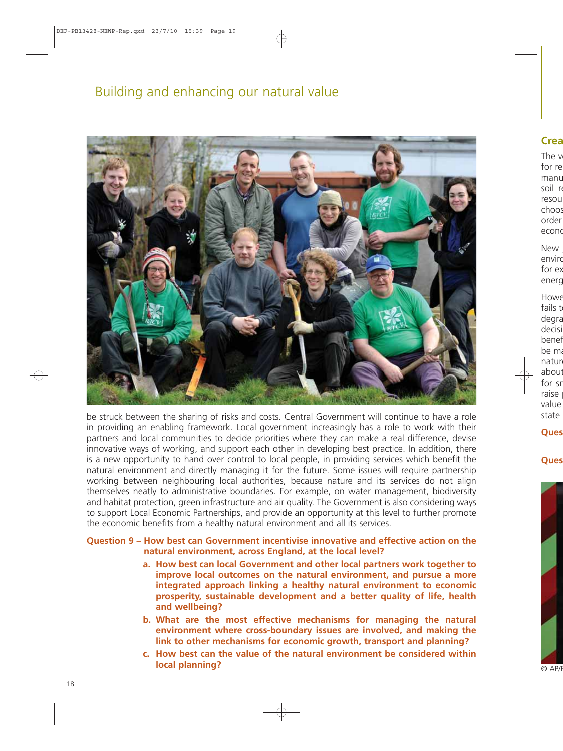## Building and enhancing our natural value

be struck between the sharing of risks and costs. Central Government will continue to have a role in providing an enabling framework. Local government increasingly has a role to work with their partners and local communities to decide priorities where they can make a real difference, devise innovative ways of working, and support each other in developing best practice. In addition, there is a new opportunity to hand over control to local people, in providing services which benefit the natural environment and directly managing it for the future. Some issues will require partnership working between neighbouring local authorities, because nature and its services do not align themselves neatly to administrative boundaries. For example, on water management, biodiversity and habitat protection, green infrastructure and air quality. The Government is also considering ways to support Local Economic Partnerships, and provide an opportunity at this level to further promote the economic benefits from a healthy natural environment and all its services.

**Question 9 – How best can Government incentivise innovative and effective action on the natural environment, across England, at the local level?**

**a. How best can local Government and other local partners work together to improve local outcomes on the natural environment, and pursue a more integrated approach linking a healthy natural environment to economic prosperity, sustainable development and a better quality of life, health and wellbeing?**

**b. What are the most effective mechanisms for managing the natural environment where cross-boundary issues are involved, and making the link to other mechanisms for economic growth, transport and planning?**

**c. How best can the value of the natural environment be considered within local planning?**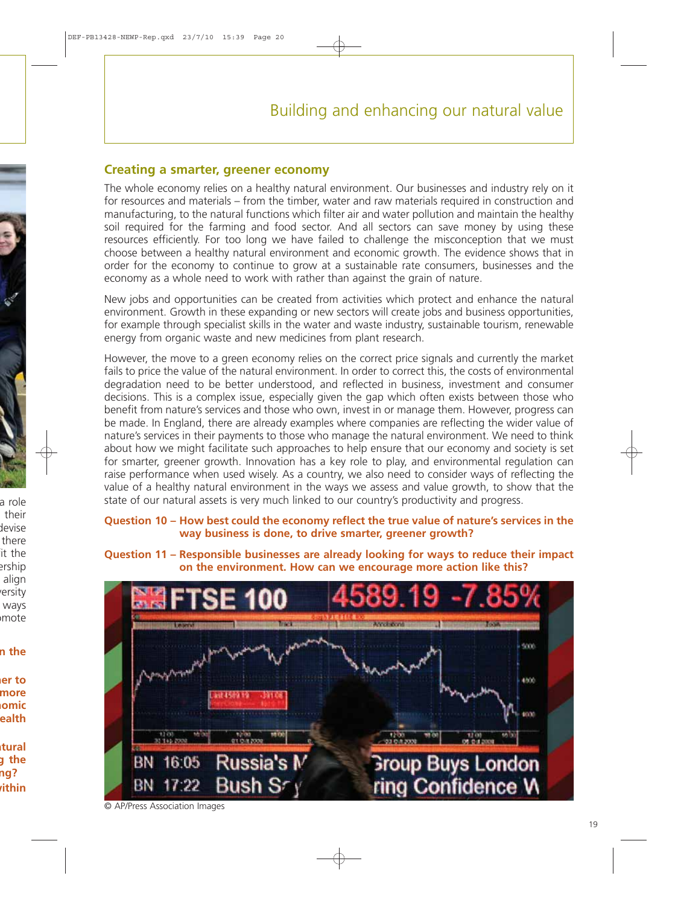## Building and enhancing our natural value

### Creating a smarter, greener economy

The whole economy relies on a healthy natural environment. Our businesses and industry rely on it for resources and materials – from the timber, water and raw materials required in construction and manufacturing, to the natural functions which filter air and water pollution and maintain the healthy soil required for the farming and food sector. And all sectors can save money by using these resources efficiently. For too long we have failed to challenge the misconception that we must choose between a healthy natural environment and economic growth. The evidence shows that in order for the economy to continue to grow at a sustainable rate consumers, businesses and the economy as a whole need to work with rather than against the grain of nature.

New jobs and opportunities can be created from activities which protect and enhance the natural environment. Growth in these expanding or new sectors will create jobs and business opportunities, for example through specialist skills in the water and waste industry, sustainable tourism, renewable energy from organic waste and new medicines from plant research.

However, the move to a green economy relies on the correct price signals and currently the market fails to price the value of the natural environment. In order to correct this, the costs of environmental degradation need to be better understood, and reflected in business, investment and consumer decisions. This is a complex issue, especially given the gap which often exists between those who benefit from nature's services and those who own, invest in or manage them. However, progress can be made. In England, there are already examples where companies are reflecting the wider value of nature's services in their payments to those who manage the natural environment. We need to think about how we might facilitate such approaches to help ensure that our economy and society is set for smarter, greener growth. Innovation has a key role to play, and environmental regulation can raise performance when used wisely. As a country, we also need to consider ways of reflecting the value of a healthy natural environment in the ways we assess and value growth, to show that the state of our natural assets is very much linked to our country's productivity and progress.

**Question 10 – How best could the economy reflect the true value of nature's services in the way business is done, to drive smarter, greener growth?**

**Question 11 – Responsible businesses are already looking for ways to reduce their impact on the environment. How can we encourage more action like this?**

© AP/Press Association Images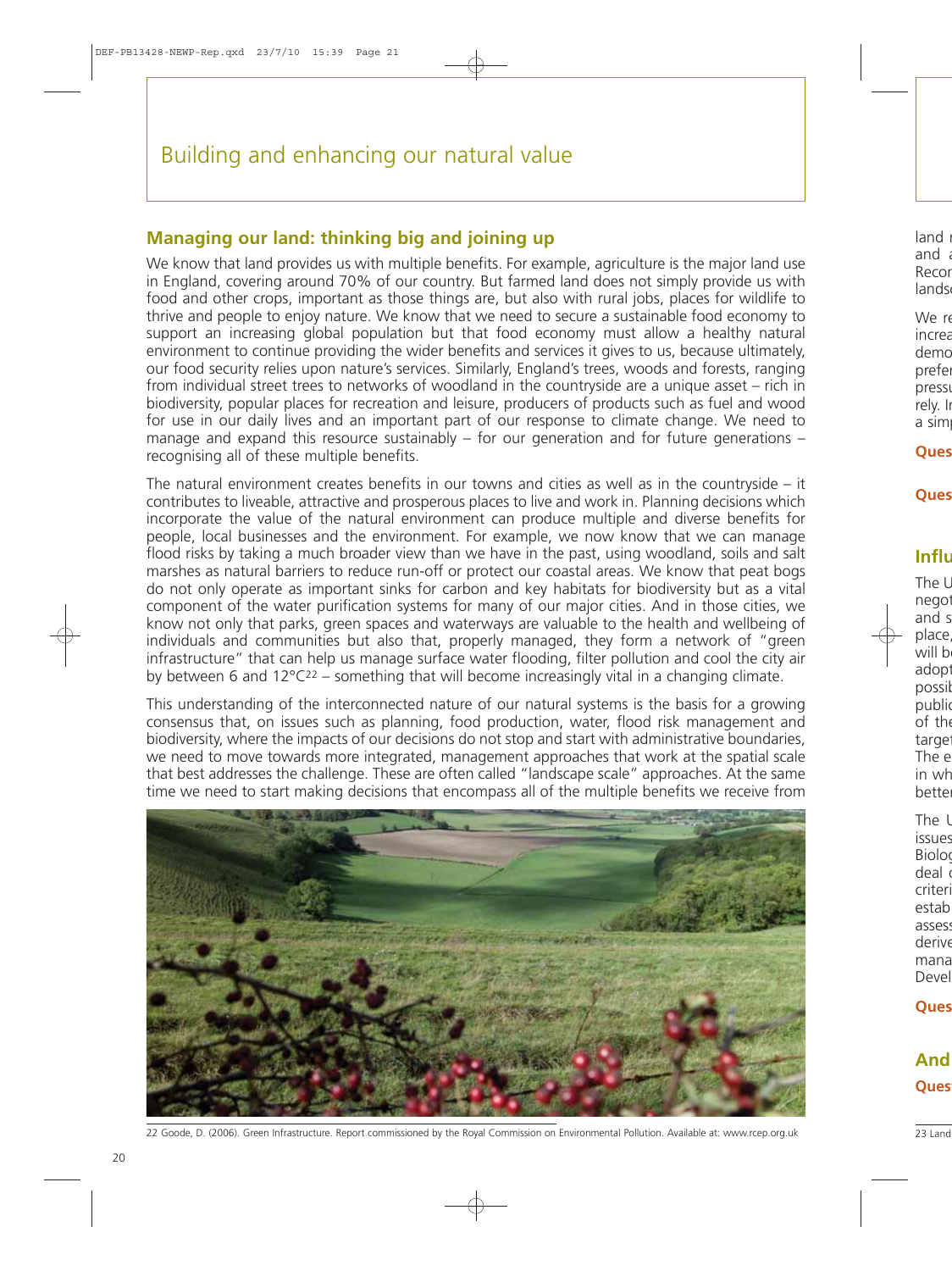# Building and enhancing our natural value

## Managing our land: thinking big and joining up

We know that land provides us with multiple benefits. For example, agriculture is the major land use in England, covering around 70% of our country. But farmed land does not simply provide us with food and other crops, important as those things are, but also with rural jobs, places for wildlife to thrive and people to enjoy nature. We know that we need to secure a sustainable food economy to support an increasing global population but that food economy must allow a healthy natural environment to continue providing the wider benefits and services it gives to us, because ultimately, our food security relies upon nature's services. Similarly, England's trees, woods and forests, ranging from individual street trees to networks of woodland in the countryside are a unique asset – rich in biodiversity, popular places for recreation and leisure, producers of products such as fuel and wood for use in our daily lives and an important part of our response to climate change. We need to manage and expand this resource sustainably – for our generation and for future generations – recognising all of these multiple benefits.

The natural environment creates benefits in our towns and cities as well as in the countryside – it contributes to liveable, attractive and prosperous places to live and work in. Planning decisions which incorporate the value of the natural environment can produce multiple and diverse benefits for people, local businesses and the environment. For example, we now know that we can manage flood risks by taking a much broader view than we have in the past, using woodland, soils and salt marshes as natural barriers to reduce run-off or protect our coastal areas. We know that peat bogs do not only operate as important sinks for carbon and key habitats for biodiversity but as a vital component of the water purification systems for many of our major cities. And in those cities, we know not only that parks, green spaces and waterways are valuable to the health and wellbeing of individuals and communities but also that, properly managed, they form a network of "green infrastructure" that can help us manage surface water flooding, filter pollution and cool the city air by between 6 and 12°C[22] – something that will become increasingly vital in a changing climate.

This understanding of the interconnected nature of our natural systems is the basis for a growing consensus that, on issues such as planning, food production, water, flood risk management and biodiversity, where the impacts of our decisions do not stop and start with administrative boundaries, we need to move towards more integrated, management approaches that work at the spatial scale that best addresses the challenge. These are often called "landscape scale" approaches. At the same time we need to start making decisions that encompass all of the multiple benefits we receive from

22 Goode, D. (2006). Green Infrastructure. Report commissioned by the Royal Commission on Environmental Pollution. Available at: www.rcep.org.uk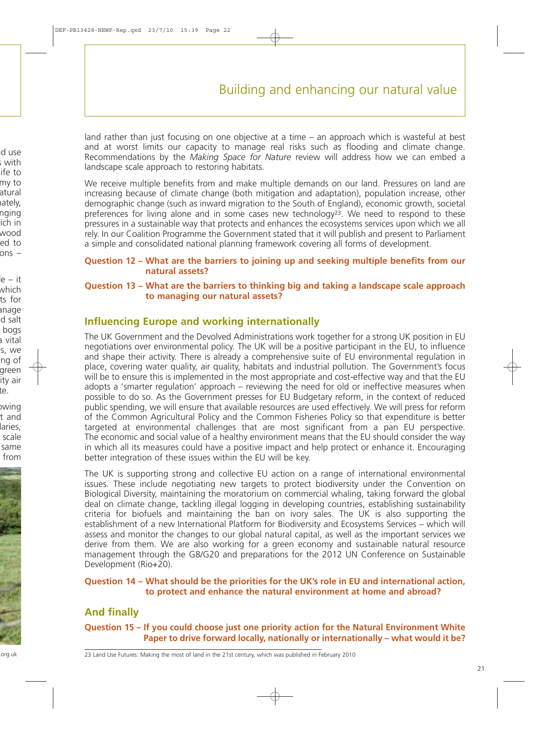land rather than just focusing on one objective at a time – an approach which is wasteful at best and at worst limits our capacity to manage real risks such as flooding and climate change. Recommendations by the *Making Space for Nature* review will address how we can embed a landscape scale approach to restoring habitats.

We receive multiple benefits from and make multiple demands on our land. Pressures on land are increasing because of climate change (both mitigation and adaptation), population increase, other demographic change (such as inward migration to the South of England), economic growth, societal preferences for living alone and in some cases new technology[23]. We need to respond to these pressures in a sustainable way that protects and enhances the ecosystems services upon which we all rely. In our Coalition Programme the Government stated that it will publish and present to Parliament a simple and consolidated national planning framework covering all forms of development.

**Question 12 – What are the barriers to joining up and seeking multiple benefits from our natural assets?**

**Question 13 – What are the barriers to thinking big and taking a landscape scale approach to managing our natural assets?**

## Influencing Europe and working internationally

The UK Government and the Devolved Administrations work together for a strong UK position in EU negotiations over environmental policy. The UK will be a positive participant in the EU, to influence and shape their activity. There is already a comprehensive suite of EU environmental regulation in place, covering water quality, air quality, habitats and industrial pollution. The Government's focus will be to ensure this is implemented in the most appropriate and cost-effective way and that the EU adopts a 'smarter regulation' approach – reviewing the need for old or ineffective measures when possible to do so. As the Government presses for EU Budgetary reform, in the context of reduced public spending, we will ensure that available resources are used effectively. We will press for reform of the Common Agricultural Policy and the Common Fisheries Policy so that expenditure is better targeted at environmental challenges that are most significant from a pan EU perspective. The economic and social value of a healthy environment means that the EU should consider the way in which all its measures could have a positive impact and help protect or enhance it. Encouraging better integration of these issues within the EU will be key.

The UK is supporting strong and collective EU action on a range of international environmental issues. These include negotiating new targets to protect biodiversity under the Convention on Biological Diversity, maintaining the moratorium on commercial whaling, taking forward the global deal on climate change, tackling illegal logging in developing countries, establishing sustainability criteria for biofuels and maintaining the ban on ivory sales. The UK is also supporting the establishment of a new International Platform for Biodiversity and Ecosystems Services – which will assess and monitor the changes to our global natural capital, as well as the important services we derive from them. We are also working for a green economy and sustainable natural resource management through the G8/G20 and preparations for the 2012 UN Conference on Sustainable Development (Rio+20).

**Question 14 – What should be the priorities for the UK's role in EU and international action, to protect and enhance the natural environment at home and abroad?**

## And finally

**Question 15 – If you could choose just one priority action for the Natural Environment White Paper to drive forward locally, nationally or internationally – what would it be?**

23 Land Use Futures: Making the most of land in the 21st century, which was published in February 2010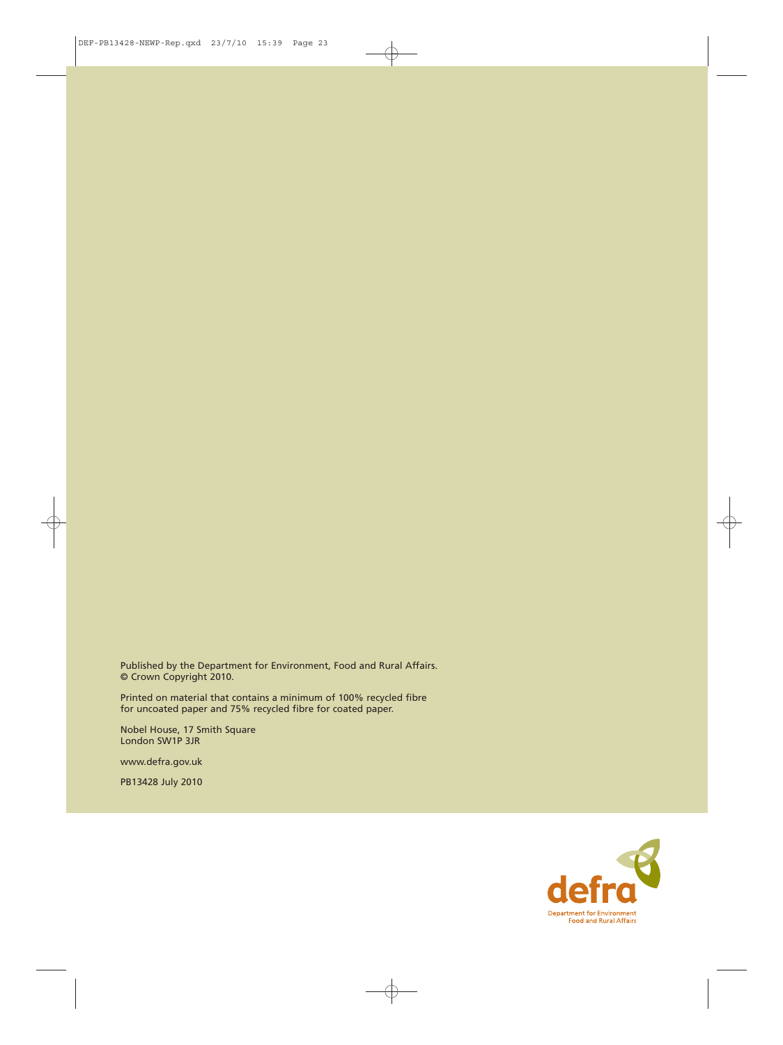Published by the Department for Environment, Food and Rural Affairs.
© Crown Copyright 2010.

Printed on material that contains a minimum of 100% recycled fibre for uncoated paper and 75% recycled fibre for coated paper.

Nobel House, 17 Smith Square
London SW1P 3JR

www.defra.gov.uk

PB13428 July 2010

defra
Department for Environment
Food and Rural Affairs